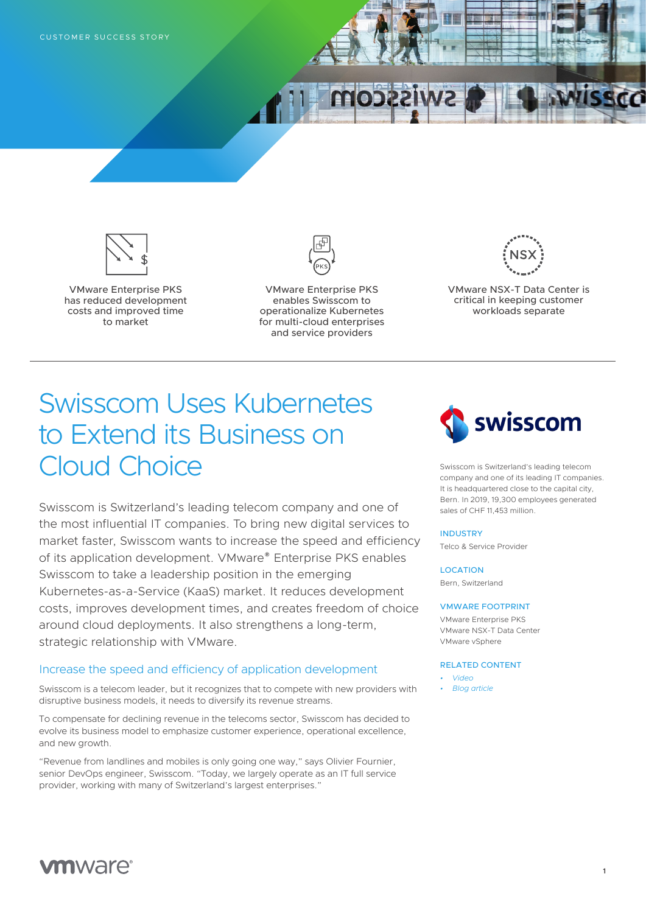CUSTOMER SUCCESS STORY

VMware Enterprise PKS has reduced development costs and improved time to market

VMware Enterprise PKS enables Swisscom to operationalize Kubernetes for multi-cloud enterprises and service providers

VMware NSX-T Data Center is critical in keeping customer workloads separate

# Swisscom Uses Kubernetes to Extend its Business on Cloud Choice

Swisscom is Switzerland's leading telecom company and one of the most influential IT companies. To bring new digital services to market faster, Swisscom wants to increase the speed and efficiency of its application development. VMware® Enterprise PKS enables Swisscom to take a leadership position in the emerging Kubernetes-as-a-Service (KaaS) market. It reduces development costs, improves development times, and creates freedom of choice around cloud deployments. It also strengthens a long-term, strategic relationship with VMware.

## Increase the speed and efficiency of application development

Swisscom is a telecom leader, but it recognizes that to compete with new providers with disruptive business models, it needs to diversify its revenue streams.

To compensate for declining revenue in the telecoms sector, Swisscom has decided to evolve its business model to emphasize customer experience, operational excellence, and new growth.

"Revenue from landlines and mobiles is only going one way," says Olivier Fournier, senior DevOps engineer, Swisscom. "Today, we largely operate as an IT full service provider, working with many of Switzerland's largest enterprises."

swisscom

Swisscom is Switzerland's leading telecom company and one of its leading IT companies. It is headquartered close to the capital city, Bern. In 2019, 19,300 employees generated sales of CHF 11,453 million.

**INDUSTRY**

Telco & Service Provider

**LOCATION**

Bern, Switzerland

**VMWARE FOOTPRINT**

VMware Enterprise PKS
VMware NSX-T Data Center
VMware vSphere

**RELATED CONTENT**

- *Video*
- *Blog article*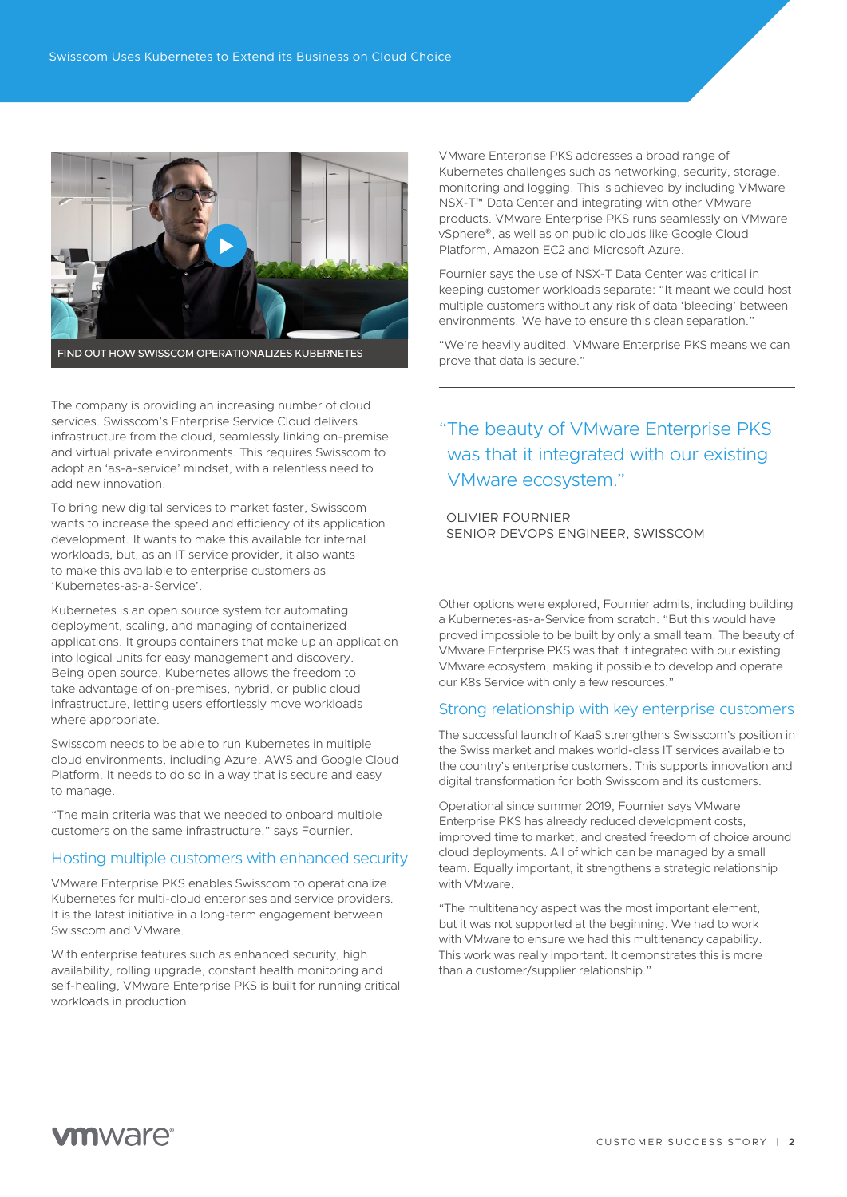FIND OUT HOW SWISSCOM OPERATIONALIZES KUBERNETES

The company is providing an increasing number of cloud services. Swisscom's Enterprise Service Cloud delivers infrastructure from the cloud, seamlessly linking on-premise and virtual private environments. This requires Swisscom to adopt an 'as-a-service' mindset, with a relentless need to add new innovation.

To bring new digital services to market faster, Swisscom wants to increase the speed and efficiency of its application development. It wants to make this available for internal workloads, but, as an IT service provider, it also wants to make this available to enterprise customers as 'Kubernetes-as-a-Service'.

Kubernetes is an open source system for automating deployment, scaling, and managing of containerized applications. It groups containers that make up an application into logical units for easy management and discovery. Being open source, Kubernetes allows the freedom to take advantage of on-premises, hybrid, or public cloud infrastructure, letting users effortlessly move workloads where appropriate.

Swisscom needs to be able to run Kubernetes in multiple cloud environments, including Azure, AWS and Google Cloud Platform. It needs to do so in a way that is secure and easy to manage.

"The main criteria was that we needed to onboard multiple customers on the same infrastructure," says Fournier.

## Hosting multiple customers with enhanced security

VMware Enterprise PKS enables Swisscom to operationalize Kubernetes for multi-cloud enterprises and service providers. It is the latest initiative in a long-term engagement between Swisscom and VMware.

With enterprise features such as enhanced security, high availability, rolling upgrade, constant health monitoring and self-healing, VMware Enterprise PKS is built for running critical workloads in production.

VMware Enterprise PKS addresses a broad range of Kubernetes challenges such as networking, security, storage, monitoring and logging. This is achieved by including VMware NSX-T™ Data Center and integrating with other VMware products. VMware Enterprise PKS runs seamlessly on VMware vSphere®, as well as on public clouds like Google Cloud Platform, Amazon EC2 and Microsoft Azure.

Fournier says the use of NSX-T Data Center was critical in keeping customer workloads separate: "It meant we could host multiple customers without any risk of data 'bleeding' between environments. We have to ensure this clean separation."

"We're heavily audited. VMware Enterprise PKS means we can prove that data is secure."

> "The beauty of VMware Enterprise PKS was that it integrated with our existing VMware ecosystem."
>
> OLIVIER FOURNIER
> SENIOR DEVOPS ENGINEER, SWISSCOM

Other options were explored, Fournier admits, including building a Kubernetes-as-a-Service from scratch. "But this would have proved impossible to be built by only a small team. The beauty of VMware Enterprise PKS was that it integrated with our existing VMware ecosystem, making it possible to develop and operate our K8s Service with only a few resources."

## Strong relationship with key enterprise customers

The successful launch of KaaS strengthens Swisscom's position in the Swiss market and makes world-class IT services available to the country's enterprise customers. This supports innovation and digital transformation for both Swisscom and its customers.

Operational since summer 2019, Fournier says VMware Enterprise PKS has already reduced development costs, improved time to market, and created freedom of choice around cloud deployments. All of which can be managed by a small team. Equally important, it strengthens a strategic relationship with VMware.

"The multitenancy aspect was the most important element, but it was not supported at the beginning. We had to work with VMware to ensure we had this multitenancy capability. This work was really important. It demonstrates this is more than a customer/supplier relationship."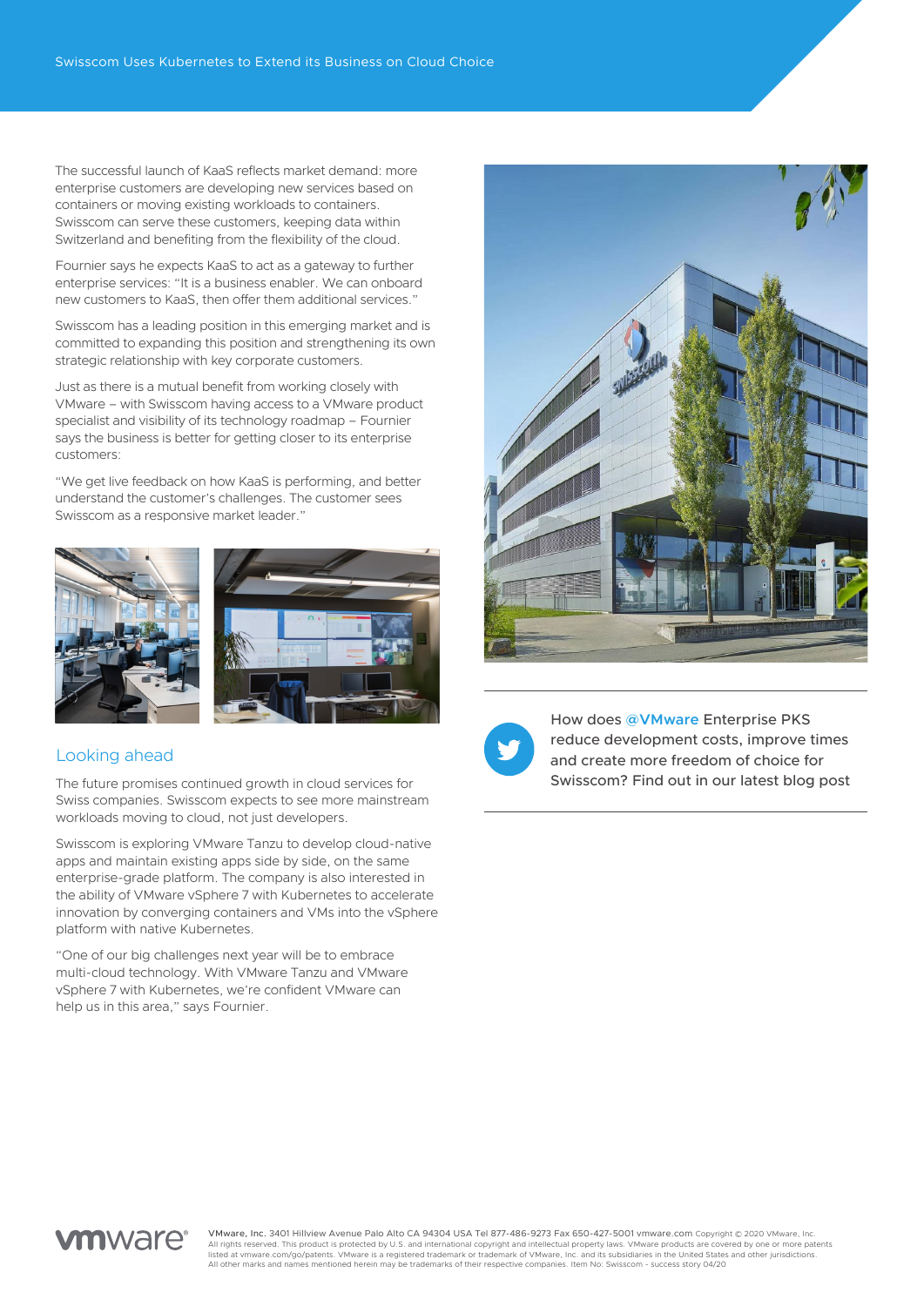The successful launch of KaaS reflects market demand: more enterprise customers are developing new services based on containers or moving existing workloads to containers. Swisscom can serve these customers, keeping data within Switzerland and benefiting from the flexibility of the cloud.

Fournier says he expects KaaS to act as a gateway to further enterprise services: "It is a business enabler. We can onboard new customers to KaaS, then offer them additional services."

Swisscom has a leading position in this emerging market and is committed to expanding this position and strengthening its own strategic relationship with key corporate customers.

Just as there is a mutual benefit from working closely with VMware – with Swisscom having access to a VMware product specialist and visibility of its technology roadmap – Fournier says the business is better for getting closer to its enterprise customers:

"We get live feedback on how KaaS is performing, and better understand the customer's challenges. The customer sees Swisscom as a responsive market leader."

## Looking ahead

The future promises continued growth in cloud services for Swiss companies. Swisscom expects to see more mainstream workloads moving to cloud, not just developers.

Swisscom is exploring VMware Tanzu to develop cloud-native apps and maintain existing apps side by side, on the same enterprise-grade platform. The company is also interested in the ability of VMware vSphere 7 with Kubernetes to accelerate innovation by converging containers and VMs into the vSphere platform with native Kubernetes.

"One of our big challenges next year will be to embrace multi-cloud technology. With VMware Tanzu and VMware vSphere 7 with Kubernetes, we're confident VMware can help us in this area," says Fournier.

How does @VMware Enterprise PKS reduce development costs, improve times and create more freedom of choice for Swisscom? Find out in our latest blog post

VMware, Inc. 3401 Hillview Avenue Palo Alto CA 94304 USA Tel 877-486-9273 Fax 650-427-5001 vmware.com Copyright © 2020 VMware, Inc. All rights reserved. This product is protected by U.S. and international copyright and intellectual property laws. VMware products are covered by one or more patents listed at vmware.com/go/patents. VMware is a registered trademark or trademark of VMware, Inc. and its subsidiaries in the United States and other jurisdictions. All other marks and names mentioned herein may be trademarks of their respective companies. Item No: Swisscom - success story 04/20